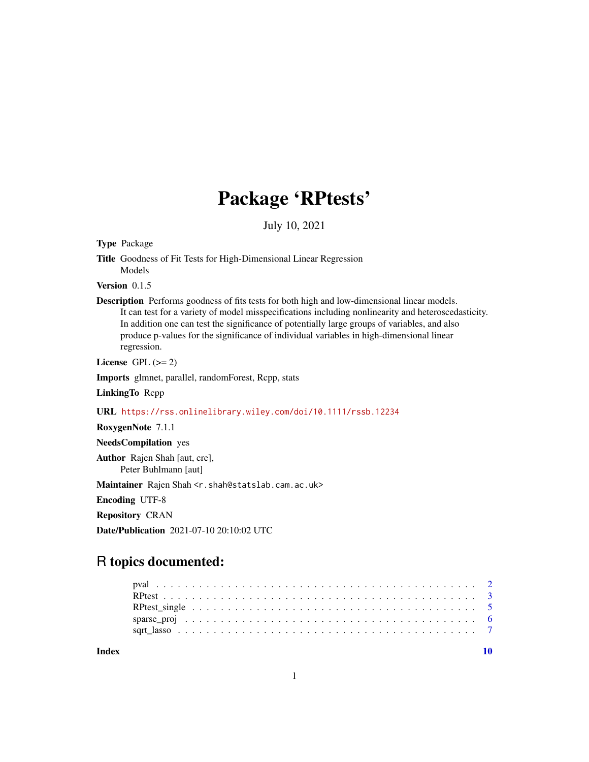# Package 'RPtests'

July 10, 2021

**Type** Package

**Title** Goodness of Fit Tests for High-Dimensional Linear Regression Models

**Version** 0.1.5

**Description** Performs goodness of fits tests for both high and low-dimensional linear models. It can test for a variety of model misspecifications including nonlinearity and heteroscedasticity. In addition one can test the significance of potentially large groups of variables, and also produce p-values for the significance of individual variables in high-dimensional linear regression.

**License** GPL (>= 2)

**Imports** glmnet, parallel, randomForest, Rcpp, stats

**LinkingTo** Rcpp

**URL** https://rss.onlinelibrary.wiley.com/doi/10.1111/rssb.12234

**RoxygenNote** 7.1.1

**NeedsCompilation** yes

**Author** Rajen Shah [aut, cre], Peter Buhlmann [aut]

**Maintainer** Rajen Shah <r.shah@statslab.cam.ac.uk>

**Encoding** UTF-8

**Repository** CRAN

**Date/Publication** 2021-07-10 20:10:02 UTC

## R topics documented:

| | |
|---|---|
| pval | 2 |
| RPtest | 3 |
| RPtest_single | 5 |
| sparse_proj | 6 |
| sqrt_lasso | 7 |
| **Index** | **10** |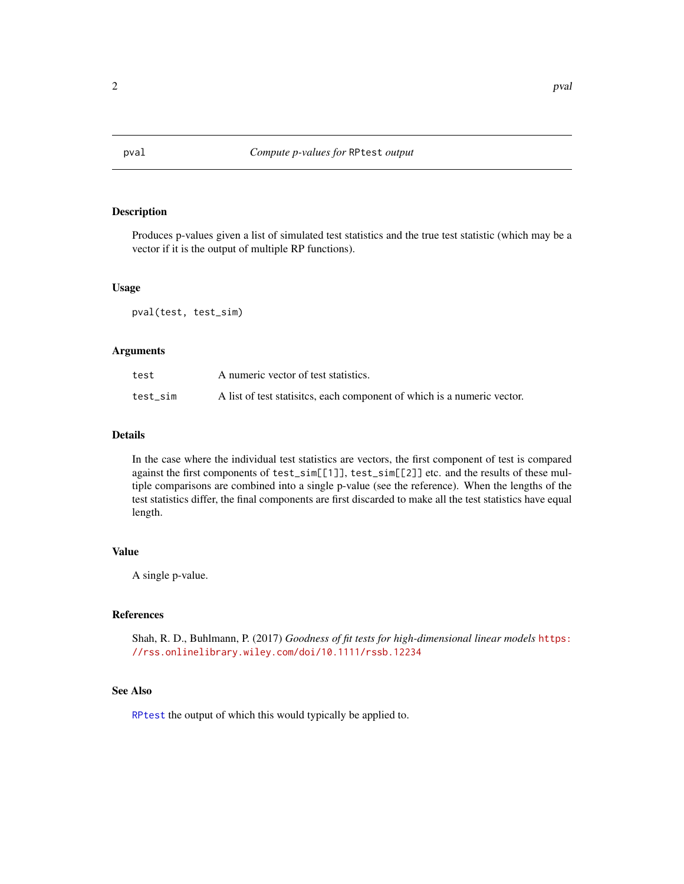| pval | *Compute p-values for* `RPtest` *output* |
|---|---|

## Description

Produces p-values given a list of simulated test statistics and the true test statistic (which may be a vector if it is the output of multiple RP functions).

## Usage

```
pval(test, test_sim)
```

## Arguments

| | |
|---|---|
| `test` | A numeric vector of test statistics. |
| `test_sim` | A list of test statisitcs, each component of which is a numeric vector. |

## Details

In the case where the individual test statistics are vectors, the first component of test is compared against the first components of `test_sim[[1]]`, `test_sim[[2]]` etc. and the results of these multiple comparisons are combined into a single p-value (see the reference). When the lengths of the test statistics differ, the final components are first discarded to make all the test statistics have equal length.

## Value

A single p-value.

## References

Shah, R. D., Buhlmann, P. (2017) *Goodness of fit tests for high-dimensional linear models* https://rss.onlinelibrary.wiley.com/doi/10.1111/rssb.12234

## See Also

`RPtest` the output of which this would typically be applied to.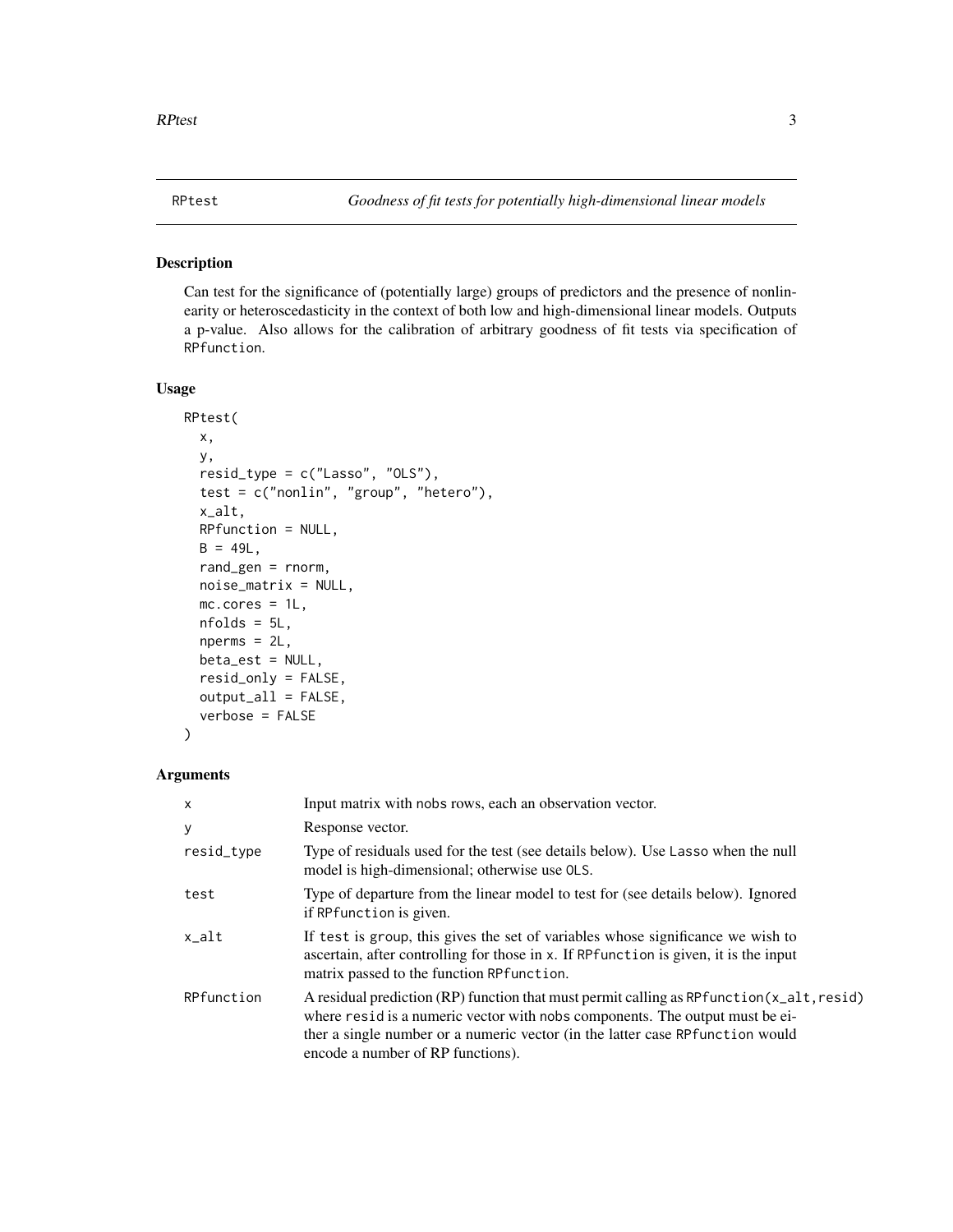RPtest    *Goodness of fit tests for potentially high-dimensional linear models*

## Description

Can test for the significance of (potentially large) groups of predictors and the presence of nonlinearity or heteroscedasticity in the context of both low and high-dimensional linear models. Outputs a p-value. Also allows for the calibration of arbitrary goodness of fit tests via specification of `RPfunction`.

## Usage

```
RPtest(
  x,
  y,
  resid_type = c("Lasso", "OLS"),
  test = c("nonlin", "group", "hetero"),
  x_alt,
  RPfunction = NULL,
  B = 49L,
  rand_gen = rnorm,
  noise_matrix = NULL,
  mc.cores = 1L,
  nfolds = 5L,
  nperms = 2L,
  beta_est = NULL,
  resid_only = FALSE,
  output_all = FALSE,
  verbose = FALSE
)
```

## Arguments

| | |
|---|---|
| `x` | Input matrix with `nobs` rows, each an observation vector. |
| `y` | Response vector. |
| `resid_type` | Type of residuals used for the test (see details below). Use `Lasso` when the null model is high-dimensional; otherwise use `OLS`. |
| `test` | Type of departure from the linear model to test for (see details below). Ignored if `RPfunction` is given. |
| `x_alt` | If `test` is `group`, this gives the set of variables whose significance we wish to ascertain, after controlling for those in `x`. If `RPfunction` is given, it is the input matrix passed to the function `RPfunction`. |
| `RPfunction` | A residual prediction (RP) function that must permit calling as `RPfunction(x_alt,resid)` where `resid` is a numeric vector with `nobs` components. The output must be either a single number or a numeric vector (in the latter case `RPfunction` would encode a number of RP functions). |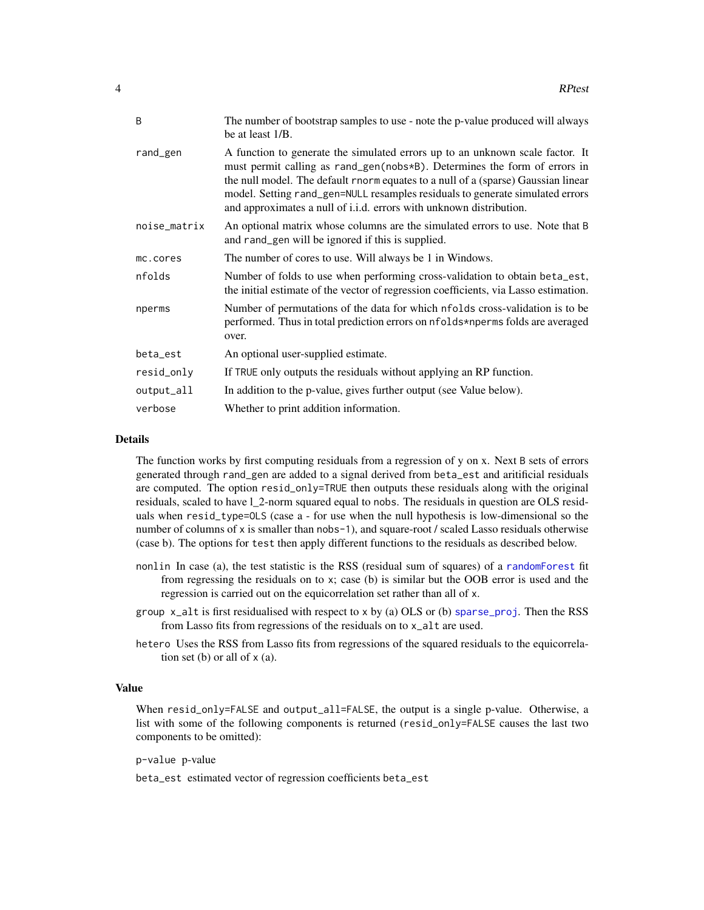| | |
|---|---|
| B | The number of bootstrap samples to use - note the p-value produced will always be at least 1/B. |
| rand_gen | A function to generate the simulated errors up to an unknown scale factor. It must permit calling as rand_gen(nobs*B). Determines the form of errors in the null model. The default rnorm equates to a null of a (sparse) Gaussian linear model. Setting rand_gen=NULL resamples residuals to generate simulated errors and approximates a null of i.i.d. errors with unknown distribution. |
| noise_matrix | An optional matrix whose columns are the simulated errors to use. Note that B and rand_gen will be ignored if this is supplied. |
| mc.cores | The number of cores to use. Will always be 1 in Windows. |
| nfolds | Number of folds to use when performing cross-validation to obtain beta_est, the initial estimate of the vector of regression coefficients, via Lasso estimation. |
| nperms | Number of permutations of the data for which nfolds cross-validation is to be performed. Thus in total prediction errors on nfolds*nperms folds are averaged over. |
| beta_est | An optional user-supplied estimate. |
| resid_only | If TRUE only outputs the residuals without applying an RP function. |
| output_all | In addition to the p-value, gives further output (see Value below). |
| verbose | Whether to print addition information. |

## Details

The function works by first computing residuals from a regression of y on x. Next B sets of errors generated through rand_gen are added to a signal derived from beta_est and aritificial residuals are computed. The option resid_only=TRUE then outputs these residuals along with the original residuals, scaled to have l_2-norm squared equal to nobs. The residuals in question are OLS residuals when resid_type=OLS (case a - for use when the null hypothesis is low-dimensional so the number of columns of x is smaller than nobs-1), and square-root / scaled Lasso residuals otherwise (case b). The options for test then apply different functions to the residuals as described below.

nonlin In case (a), the test statistic is the RSS (residual sum of squares) of a randomForest fit from regressing the residuals on to x; case (b) is similar but the OOB error is used and the regression is carried out on the equicorrelation set rather than all of x.

group x_alt is first residualised with respect to x by (a) OLS or (b) sparse_proj. Then the RSS from Lasso fits from regressions of the residuals on to x_alt are used.

hetero Uses the RSS from Lasso fits from regressions of the squared residuals to the equicorrelation set (b) or all of x (a).

## Value

When resid_only=FALSE and output_all=FALSE, the output is a single p-value. Otherwise, a list with some of the following components is returned (resid_only=FALSE causes the last two components to be omitted):

p-value p-value

beta_est estimated vector of regression coefficients beta_est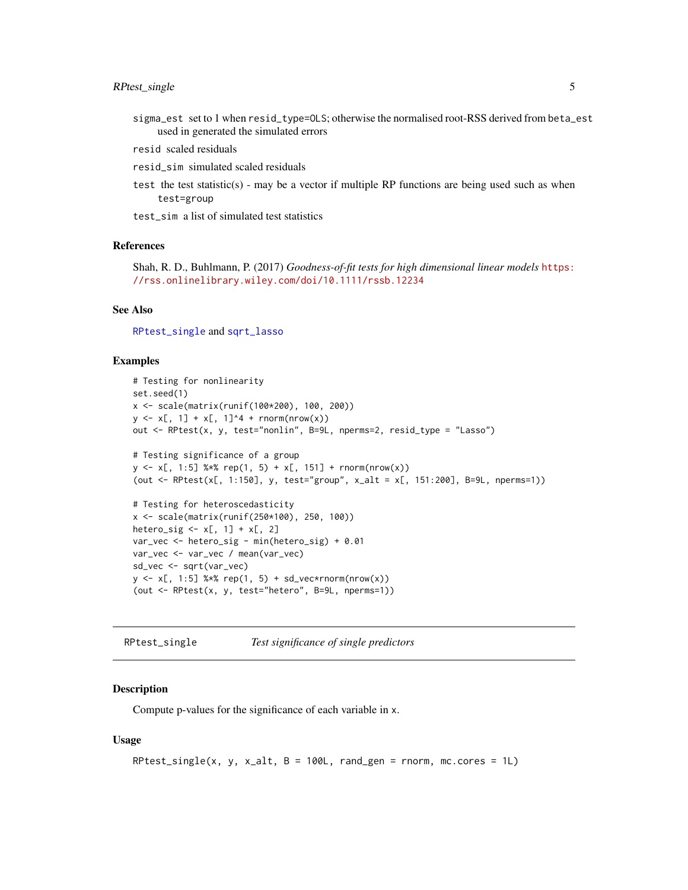sigma_est set to 1 when resid_type=OLS; otherwise the normalised root-RSS derived from beta_est used in generated the simulated errors

resid scaled residuals

resid_sim simulated scaled residuals

test the test statistic(s) - may be a vector if multiple RP functions are being used such as when test=group

test_sim a list of simulated test statistics

### References

Shah, R. D., Buhlmann, P. (2017) *Goodness-of-fit tests for high dimensional linear models* https://rss.onlinelibrary.wiley.com/doi/10.1111/rssb.12234

### See Also

RPtest_single and sqrt_lasso

### Examples

```
# Testing for nonlinearity
set.seed(1)
x <- scale(matrix(runif(100*200), 100, 200))
y <- x[, 1] + x[, 1]^4 + rnorm(nrow(x))
out <- RPtest(x, y, test="nonlin", B=9L, nperms=2, resid_type = "Lasso")

# Testing significance of a group
y <- x[, 1:5] %*% rep(1, 5) + x[, 151] + rnorm(nrow(x))
(out <- RPtest(x[, 1:150], y, test="group", x_alt = x[, 151:200], B=9L, nperms=1))

# Testing for heteroscedasticity
x <- scale(matrix(runif(250*100), 250, 100))
hetero_sig <- x[, 1] + x[, 2]
var_vec <- hetero_sig - min(hetero_sig) + 0.01
var_vec <- var_vec / mean(var_vec)
sd_vec <- sqrt(var_vec)
y <- x[, 1:5] %*% rep(1, 5) + sd_vec*rnorm(nrow(x))
(out <- RPtest(x, y, test="hetero", B=9L, nperms=1))
```

---

## RPtest_single *Test significance of single predictors*

---

### Description

Compute p-values for the significance of each variable in x.

### Usage

```
RPtest_single(x, y, x_alt, B = 100L, rand_gen = rnorm, mc.cores = 1L)
```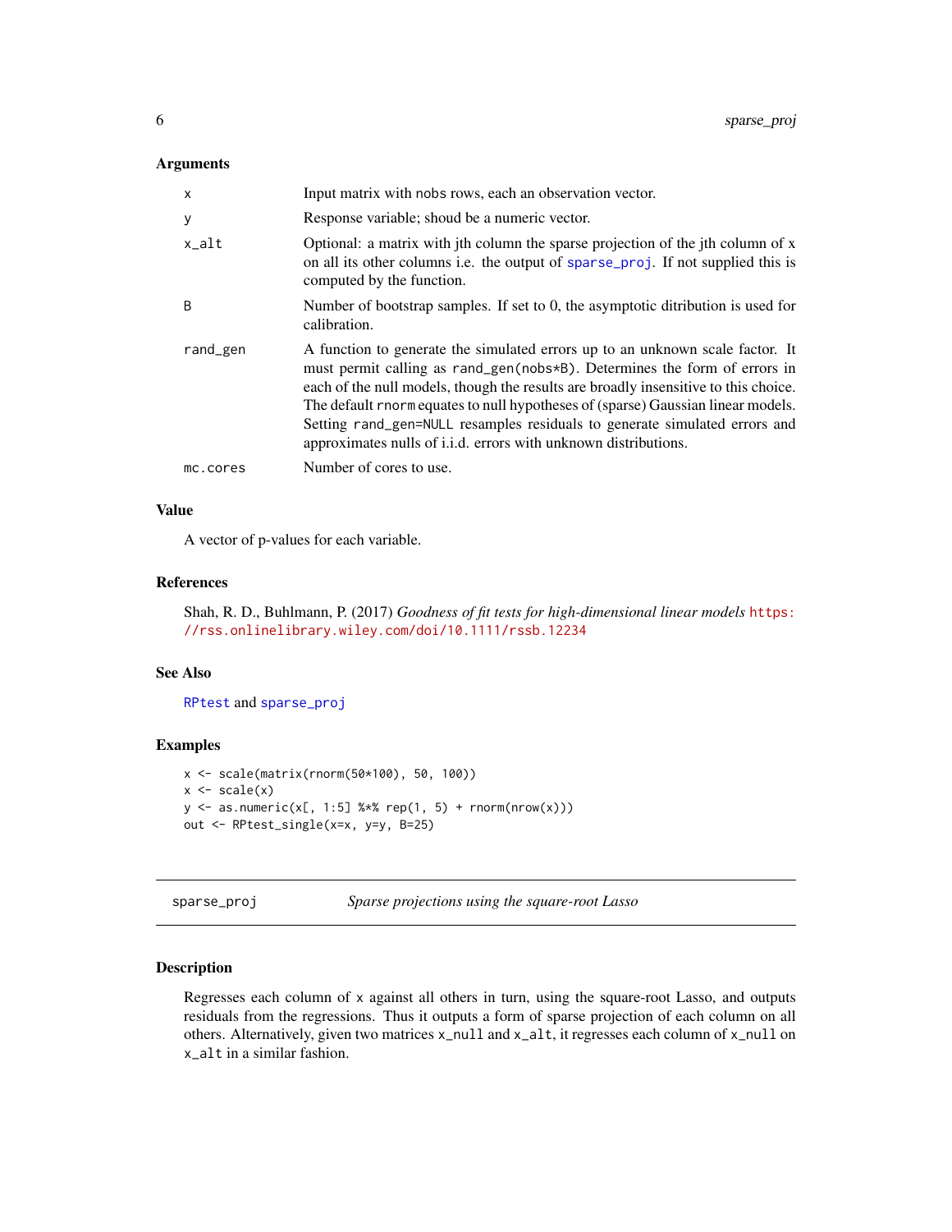### Arguments

| | |
|---|---|
| x | Input matrix with nobs rows, each an observation vector. |
| y | Response variable; shoud be a numeric vector. |
| x_alt | Optional: a matrix with jth column the sparse projection of the jth column of x on all its other columns i.e. the output of sparse_proj. If not supplied this is computed by the function. |
| B | Number of bootstrap samples. If set to 0, the asymptotic ditribution is used for calibration. |
| rand_gen | A function to generate the simulated errors up to an unknown scale factor. It must permit calling as rand_gen(nobs*B). Determines the form of errors in each of the null models, though the results are broadly insensitive to this choice. The default rnorm equates to null hypotheses of (sparse) Gaussian linear models. Setting rand_gen=NULL resamples residuals to generate simulated errors and approximates nulls of i.i.d. errors with unknown distributions. |
| mc.cores | Number of cores to use. |

### Value

A vector of p-values for each variable.

### References

Shah, R. D., Buhlmann, P. (2017) *Goodness of fit tests for high-dimensional linear models* https://rss.onlinelibrary.wiley.com/doi/10.1111/rssb.12234

### See Also

RPtest and sparse_proj

### Examples

```
x <- scale(matrix(rnorm(50*100), 50, 100))
x <- scale(x)
y <- as.numeric(x[, 1:5] %*% rep(1, 5) + rnorm(nrow(x)))
out <- RPtest_single(x=x, y=y, B=25)
```

---

## sparse_proj — *Sparse projections using the square-root Lasso*

### Description

Regresses each column of x against all others in turn, using the square-root Lasso, and outputs residuals from the regressions. Thus it outputs a form of sparse projection of each column on all others. Alternatively, given two matrices x_null and x_alt, it regresses each column of x_null on x_alt in a similar fashion.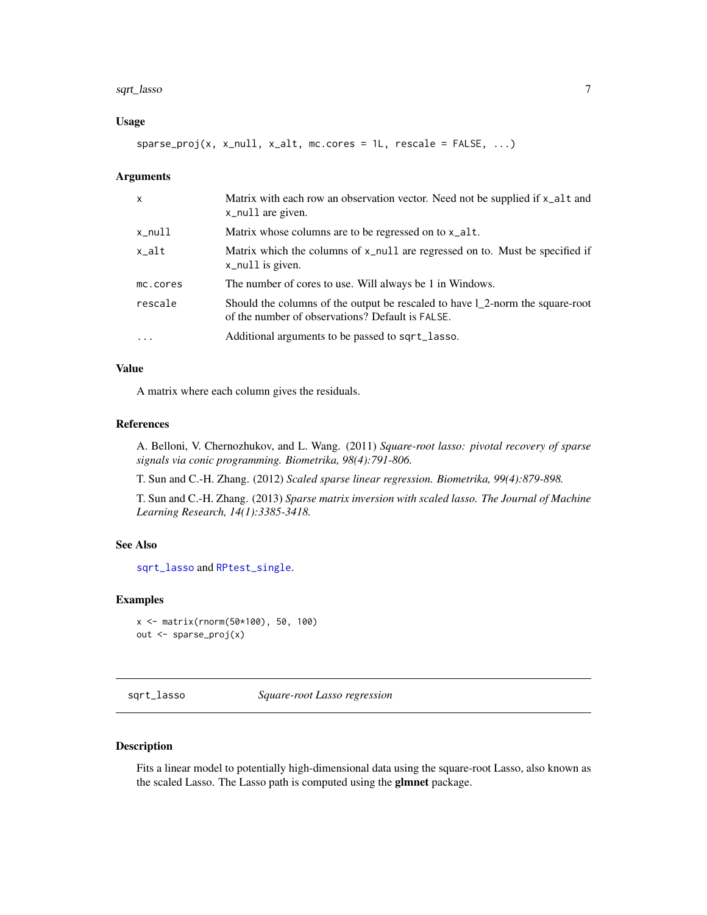## Usage

```
sparse_proj(x, x_null, x_alt, mc.cores = 1L, rescale = FALSE, ...)
```

## Arguments

| | |
|---|---|
| x | Matrix with each row an observation vector. Need not be supplied if x_alt and x_null are given. |
| x_null | Matrix whose columns are to be regressed on to x_alt. |
| x_alt | Matrix which the columns of x_null are regressed on to. Must be specified if x_null is given. |
| mc.cores | The number of cores to use. Will always be 1 in Windows. |
| rescale | Should the columns of the output be rescaled to have l_2-norm the square-root of the number of observations? Default is FALSE. |
| ... | Additional arguments to be passed to sqrt_lasso. |

## Value

A matrix where each column gives the residuals.

## References

A. Belloni, V. Chernozhukov, and L. Wang. (2011) *Square-root lasso: pivotal recovery of sparse signals via conic programming. Biometrika, 98(4):791-806.*

T. Sun and C.-H. Zhang. (2012) *Scaled sparse linear regression. Biometrika, 99(4):879-898.*

T. Sun and C.-H. Zhang. (2013) *Sparse matrix inversion with scaled lasso. The Journal of Machine Learning Research, 14(1):3385-3418.*

## See Also

sqrt_lasso and RPtest_single.

## Examples

```
x <- matrix(rnorm(50*100), 50, 100)
out <- sparse_proj(x)
```

---

# sqrt_lasso — *Square-root Lasso regression*

## Description

Fits a linear model to potentially high-dimensional data using the square-root Lasso, also known as the scaled Lasso. The Lasso path is computed using the **glmnet** package.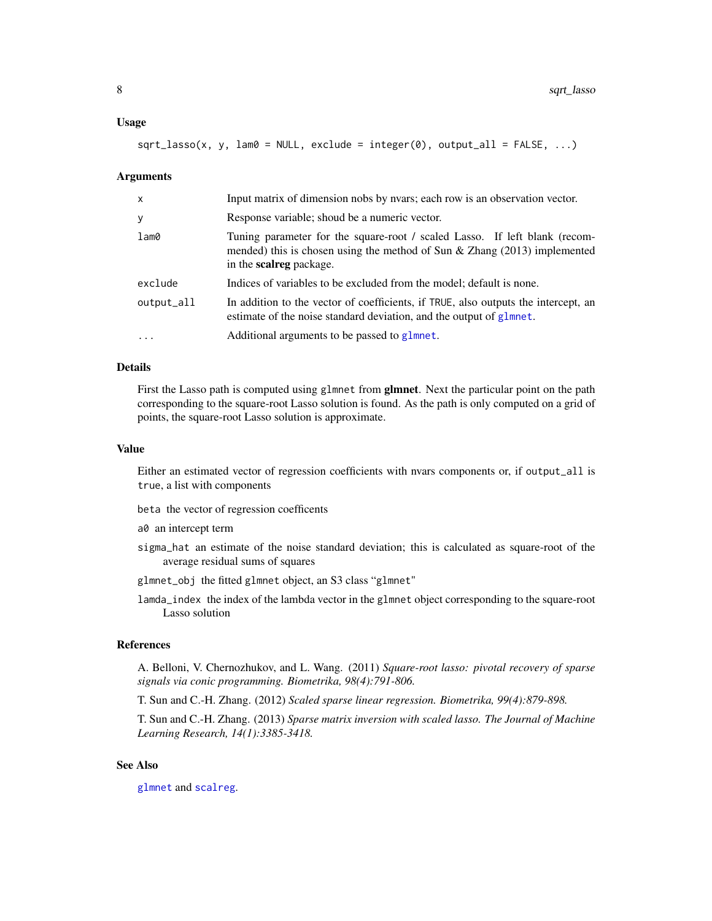### Usage

```
sqrt_lasso(x, y, lam0 = NULL, exclude = integer(0), output_all = FALSE, ...)
```

### Arguments

| | |
|---|---|
| x | Input matrix of dimension nobs by nvars; each row is an observation vector. |
| y | Response variable; shoud be a numeric vector. |
| lam0 | Tuning parameter for the square-root / scaled Lasso. If left blank (recommended) this is chosen using the method of Sun & Zhang (2013) implemented in the **scalreg** package. |
| exclude | Indices of variables to be excluded from the model; default is none. |
| output_all | In addition to the vector of coefficients, if TRUE, also outputs the intercept, an estimate of the noise standard deviation, and the output of glmnet. |
| ... | Additional arguments to be passed to glmnet. |

### Details

First the Lasso path is computed using glmnet from **glmnet**. Next the particular point on the path corresponding to the square-root Lasso solution is found. As the path is only computed on a grid of points, the square-root Lasso solution is approximate.

### Value

Either an estimated vector of regression coefficients with nvars components or, if output_all is true, a list with components

beta the vector of regression coefficents

a0 an intercept term

sigma_hat an estimate of the noise standard deviation; this is calculated as square-root of the average residual sums of squares

glmnet_obj the fitted glmnet object, an S3 class "glmnet"

lamda_index the index of the lambda vector in the glmnet object corresponding to the square-root Lasso solution

### References

A. Belloni, V. Chernozhukov, and L. Wang. (2011) *Square-root lasso: pivotal recovery of sparse signals via conic programming. Biometrika, 98(4):791-806.*

T. Sun and C.-H. Zhang. (2012) *Scaled sparse linear regression. Biometrika, 99(4):879-898.*

T. Sun and C.-H. Zhang. (2013) *Sparse matrix inversion with scaled lasso. The Journal of Machine Learning Research, 14(1):3385-3418.*

### See Also

glmnet and scalreg.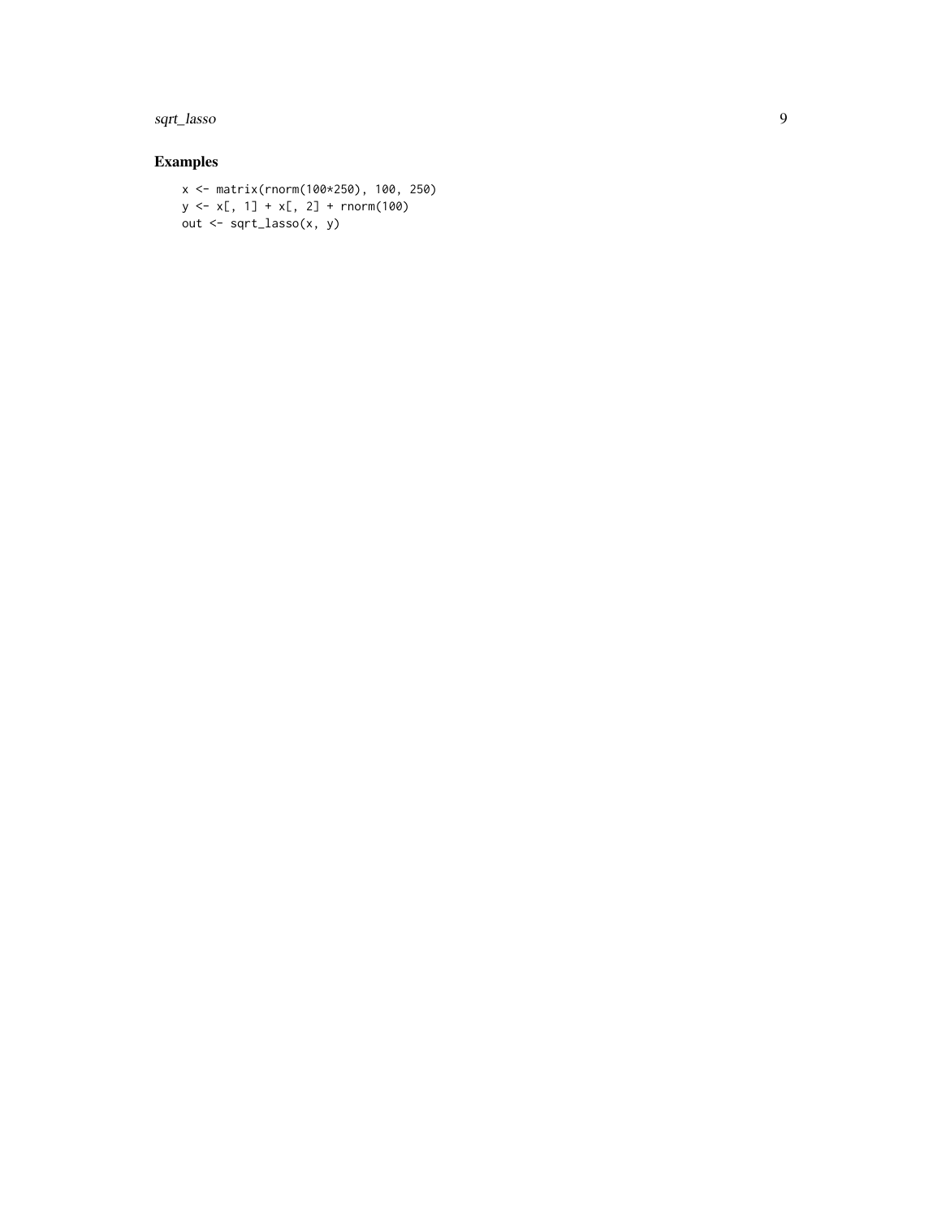## Examples

```
x <- matrix(rnorm(100*250), 100, 250)
y <- x[, 1] + x[, 2] + rnorm(100)
out <- sqrt_lasso(x, y)
```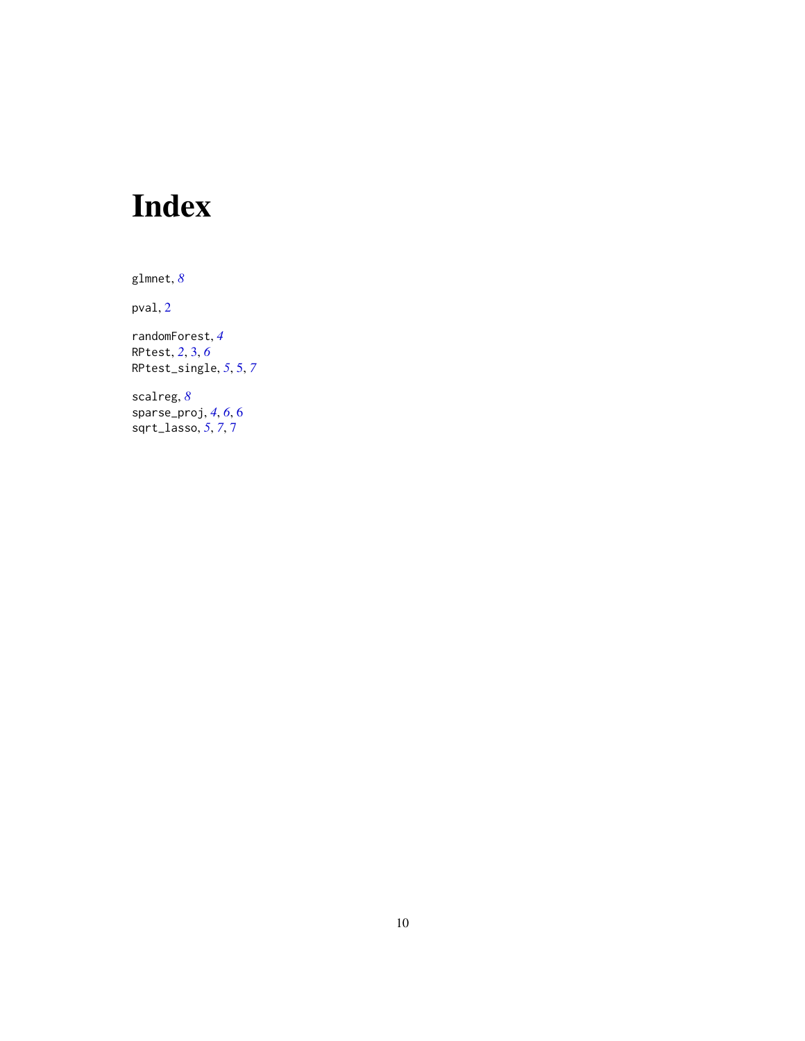# Index

glmnet, *8*

pval, 2

randomForest, *4*
RPtest, *2*, 3, *6*
RPtest_single, *5*, 5, *7*

scalreg, *8*
sparse_proj, *4*, *6*, 6
sqrt_lasso, *5*, *7*, 7